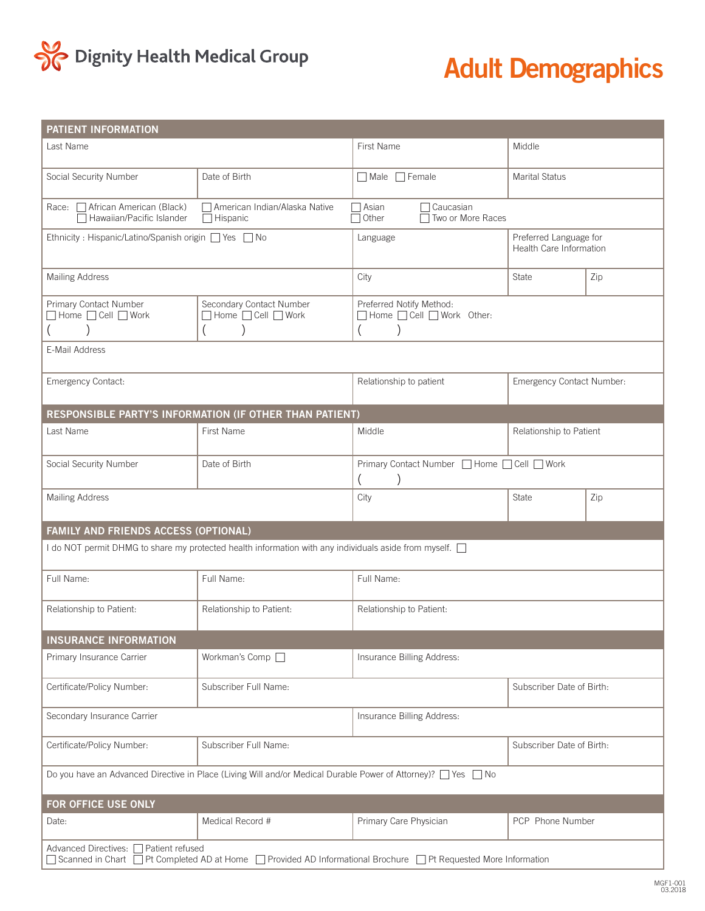Dignity Health Medical Group

# Adult Demographics

## PATIENT INFORMATION

| Last Name | | First Name | Middle |
|---|---|---|---|
| Social Security Number | Date of Birth | ☐ Male ☐ Female | Marital Status |

Race: ☐ African American (Black) ☐ American Indian/Alaska Native ☐ Asian ☐ Caucasian ☐ Hawaiian/Pacific Islander ☐ Hispanic ☐ Other ☐ Two or More Races

| Ethnicity : Hispanic/Latino/Spanish origin ☐ Yes ☐ No | | Language | Preferred Language for Health Care Information | |
|---|---|---|---|---|
| Mailing Address | | City | State | Zip |
| Primary Contact Number ☐ Home ☐ Cell ☐ Work ( ) | Secondary Contact Number ☐ Home ☐ Cell ☐ Work ( ) | Preferred Notify Method: ☐ Home ☐ Cell ☐ Work Other: ( ) | | |
| E-Mail Address | | | | |
| Emergency Contact: | | Relationship to patient | Emergency Contact Number: | |

## RESPONSIBLE PARTY'S INFORMATION (IF OTHER THAN PATIENT)

| Last Name | First Name | Middle | Relationship to Patient | |
|---|---|---|---|---|
| Social Security Number | Date of Birth | Primary Contact Number ☐ Home ☐ Cell ☐ Work ( ) | | |
| Mailing Address | | City | State | Zip |

## FAMILY AND FRIENDS ACCESS (OPTIONAL)

I do NOT permit DHMG to share my protected health information with any individuals aside from myself. ☐

| Full Name: | Full Name: | Full Name: |
|---|---|---|
| Relationship to Patient: | Relationship to Patient: | Relationship to Patient: |

## INSURANCE INFORMATION

| Primary Insurance Carrier | Workman's Comp ☐ | Insurance Billing Address: | |
|---|---|---|---|
| Certificate/Policy Number: | Subscriber Full Name: | | Subscriber Date of Birth: |
| Secondary Insurance Carrier | | Insurance Billing Address: | |
| Certificate/Policy Number: | Subscriber Full Name: | | Subscriber Date of Birth: |

Do you have an Advanced Directive in Place (Living Will and/or Medical Durable Power of Attorney)? ☐ Yes ☐ No

## FOR OFFICE USE ONLY

| Date: | Medical Record # | Primary Care Physician | PCP Phone Number |
|---|---|---|---|

Advanced Directives: ☐ Patient refused
☐ Scanned in Chart ☐ Pt Completed AD at Home ☐ Provided AD Informational Brochure ☐ Pt Requested More Information

MGF1-001
03.2018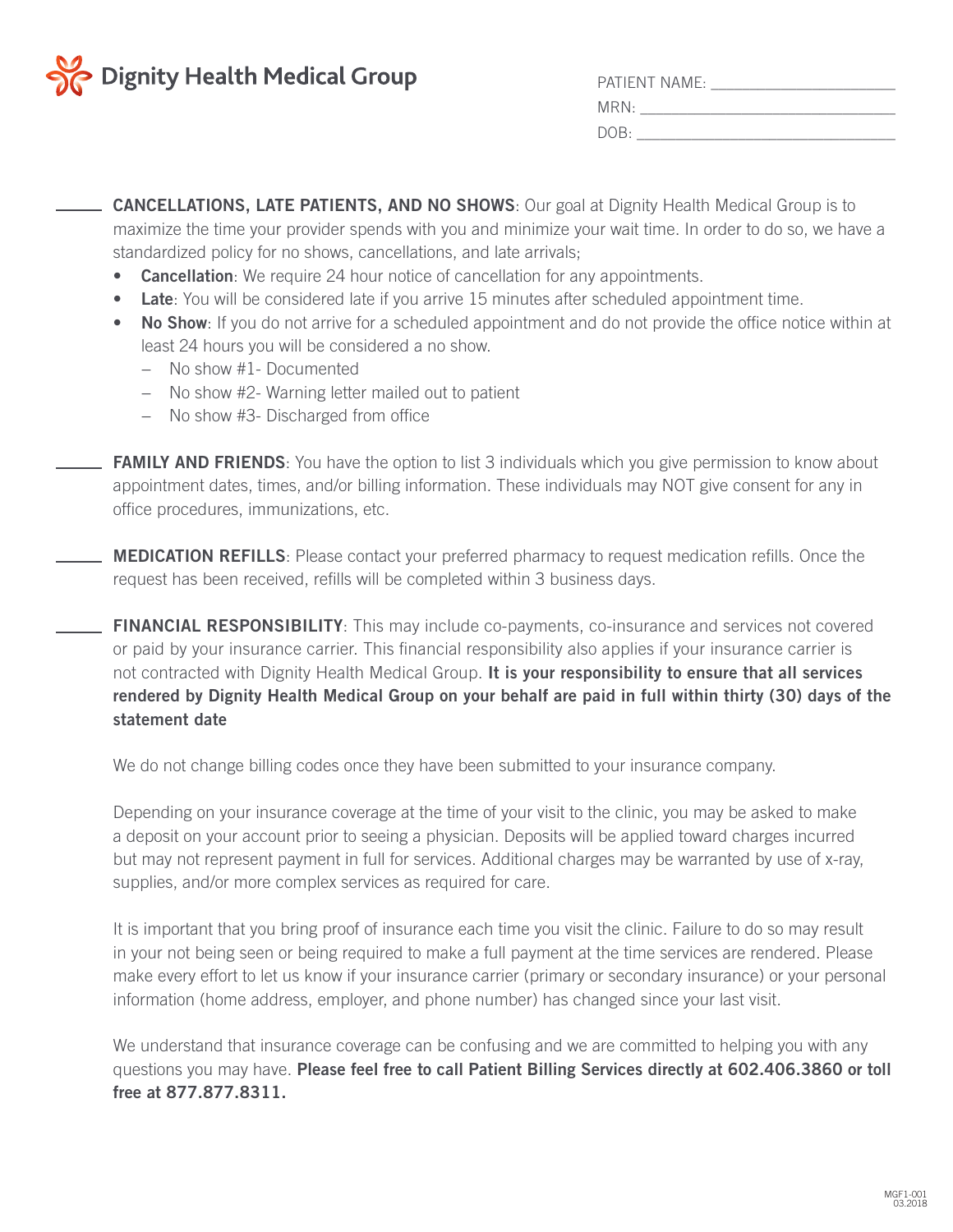Dignity Health Medical Group

PATIENT NAME: ______________________

MRN: ______________________________

DOB: ______________________________

_____ **CANCELLATIONS, LATE PATIENTS, AND NO SHOWS**: Our goal at Dignity Health Medical Group is to maximize the time your provider spends with you and minimize your wait time. In order to do so, we have a standardized policy for no shows, cancellations, and late arrivals;

- **Cancellation**: We require 24 hour notice of cancellation for any appointments.
- **Late**: You will be considered late if you arrive 15 minutes after scheduled appointment time.
- **No Show**: If you do not arrive for a scheduled appointment and do not provide the office notice within at least 24 hours you will be considered a no show.
  - No show #1- Documented
  - No show #2- Warning letter mailed out to patient
  - No show #3- Discharged from office

_____ **FAMILY AND FRIENDS**: You have the option to list 3 individuals which you give permission to know about appointment dates, times, and/or billing information. These individuals may NOT give consent for any in office procedures, immunizations, etc.

_____ **MEDICATION REFILLS**: Please contact your preferred pharmacy to request medication refills. Once the request has been received, refills will be completed within 3 business days.

_____ **FINANCIAL RESPONSIBILITY**: This may include co-payments, co-insurance and services not covered or paid by your insurance carrier. This financial responsibility also applies if your insurance carrier is not contracted with Dignity Health Medical Group. **It is your responsibility to ensure that all services rendered by Dignity Health Medical Group on your behalf are paid in full within thirty (30) days of the statement date**

We do not change billing codes once they have been submitted to your insurance company.

Depending on your insurance coverage at the time of your visit to the clinic, you may be asked to make a deposit on your account prior to seeing a physician. Deposits will be applied toward charges incurred but may not represent payment in full for services. Additional charges may be warranted by use of x-ray, supplies, and/or more complex services as required for care.

It is important that you bring proof of insurance each time you visit the clinic. Failure to do so may result in your not being seen or being required to make a full payment at the time services are rendered. Please make every effort to let us know if your insurance carrier (primary or secondary insurance) or your personal information (home address, employer, and phone number) has changed since your last visit.

We understand that insurance coverage can be confusing and we are committed to helping you with any questions you may have. **Please feel free to call Patient Billing Services directly at 602.406.3860 or toll free at 877.877.8311.**

MGF1-001 03.2018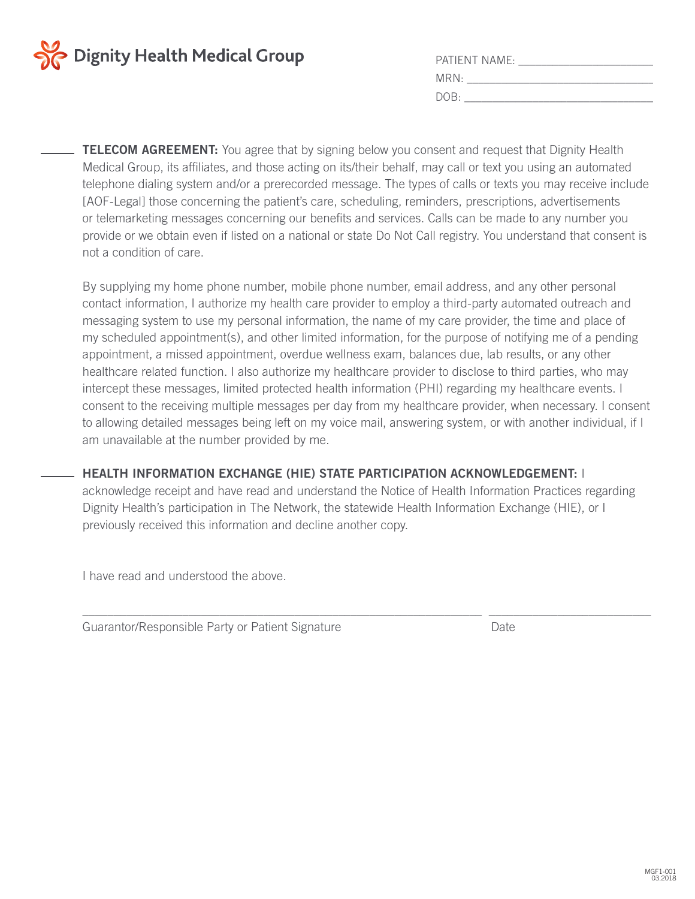Dignity Health Medical Group

PATIENT NAME: ______________________

MRN: ______________________________

DOB: ______________________________

_____ **TELECOM AGREEMENT:** You agree that by signing below you consent and request that Dignity Health Medical Group, its affiliates, and those acting on its/their behalf, may call or text you using an automated telephone dialing system and/or a prerecorded message. The types of calls or texts you may receive include [AOF-Legal] those concerning the patient's care, scheduling, reminders, prescriptions, advertisements or telemarketing messages concerning our benefits and services. Calls can be made to any number you provide or we obtain even if listed on a national or state Do Not Call registry. You understand that consent is not a condition of care.

By supplying my home phone number, mobile phone number, email address, and any other personal contact information, I authorize my health care provider to employ a third-party automated outreach and messaging system to use my personal information, the name of my care provider, the time and place of my scheduled appointment(s), and other limited information, for the purpose of notifying me of a pending appointment, a missed appointment, overdue wellness exam, balances due, lab results, or any other healthcare related function. I also authorize my healthcare provider to disclose to third parties, who may intercept these messages, limited protected health information (PHI) regarding my healthcare events. I consent to the receiving multiple messages per day from my healthcare provider, when necessary. I consent to allowing detailed messages being left on my voice mail, answering system, or with another individual, if I am unavailable at the number provided by me.

_____ **HEALTH INFORMATION EXCHANGE (HIE) STATE PARTICIPATION ACKNOWLEDGEMENT:** I acknowledge receipt and have read and understand the Notice of Health Information Practices regarding Dignity Health's participation in The Network, the statewide Health Information Exchange (HIE), or I previously received this information and decline another copy.

I have read and understood the above.

_____________________________________________ ____________________

Guarantor/Responsible Party or Patient Signature Date

MGF1-001
03.2018